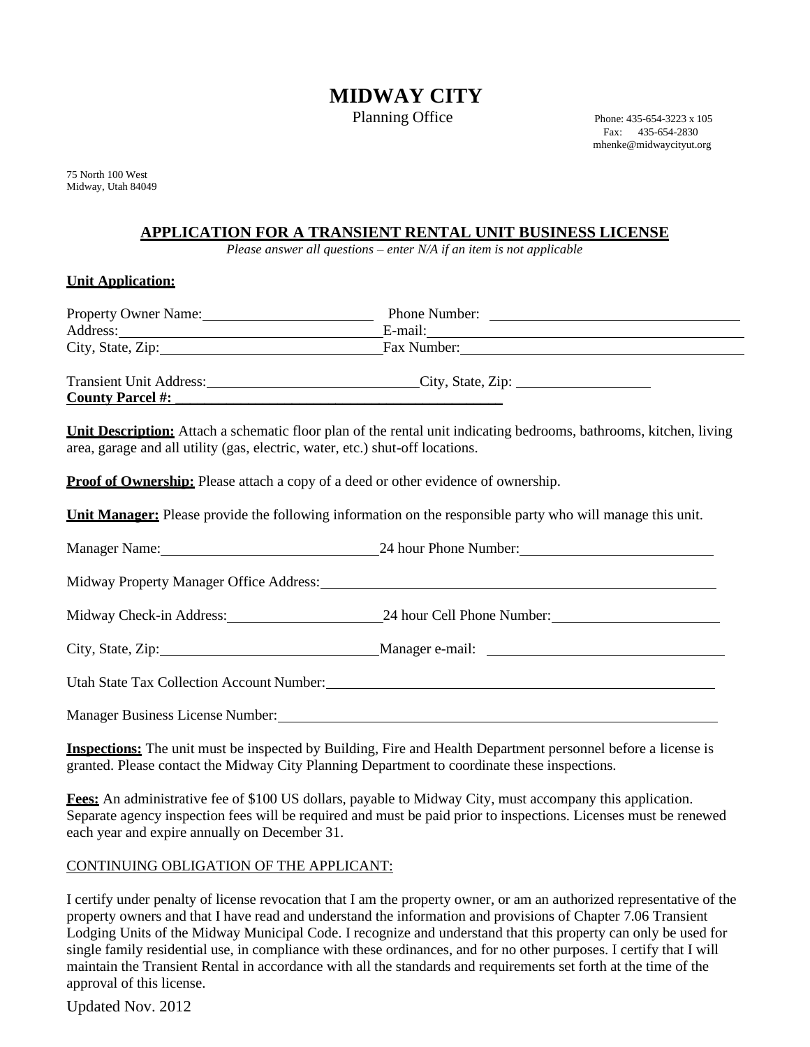# MIDWAY CITY

Planning Office

Phone: 435-654-3223 x 105
Fax: 435-654-2830
mhenke@midwaycityut.org

75 North 100 West
Midway, Utah 84049

## APPLICATION FOR A TRANSIENT RENTAL UNIT BUSINESS LICENSE

*Please answer all questions – enter N/A if an item is not applicable*

**Unit Application:**

Property Owner Name:______________________ Phone Number: ______________________________
Address:________________________________ E-mail:______________________________________
City, State, Zip:__________________________ Fax Number:__________________________________

Transient Unit Address:__________________________ City, State, Zip: ________________
**County Parcel #: ___________________________________________**

**Unit Description:** Attach a schematic floor plan of the rental unit indicating bedrooms, bathrooms, kitchen, living area, garage and all utility (gas, electric, water, etc.) shut-off locations.

**Proof of Ownership:** Please attach a copy of a deed or other evidence of ownership.

**Unit Manager:** Please provide the following information on the responsible party who will manage this unit.

Manager Name:___________________________ 24 hour Phone Number:_________________________

Midway Property Manager Office Address:________________________________________________

Midway Check-in Address:____________________ 24 hour Cell Phone Number:____________________

City, State, Zip:___________________________ Manager e-mail: ______________________________

Utah State Tax Collection Account Number:_______________________________________________

Manager Business License Number:_____________________________________________________

**Inspections:** The unit must be inspected by Building, Fire and Health Department personnel before a license is granted. Please contact the Midway City Planning Department to coordinate these inspections.

**Fees:** An administrative fee of $100 US dollars, payable to Midway City, must accompany this application. Separate agency inspection fees will be required and must be paid prior to inspections. Licenses must be renewed each year and expire annually on December 31.

CONTINUING OBLIGATION OF THE APPLICANT:

I certify under penalty of license revocation that I am the property owner, or am an authorized representative of the property owners and that I have read and understand the information and provisions of Chapter 7.06 Transient Lodging Units of the Midway Municipal Code. I recognize and understand that this property can only be used for single family residential use, in compliance with these ordinances, and for no other purposes. I certify that I will maintain the Transient Rental in accordance with all the standards and requirements set forth at the time of the approval of this license.

Updated Nov. 2012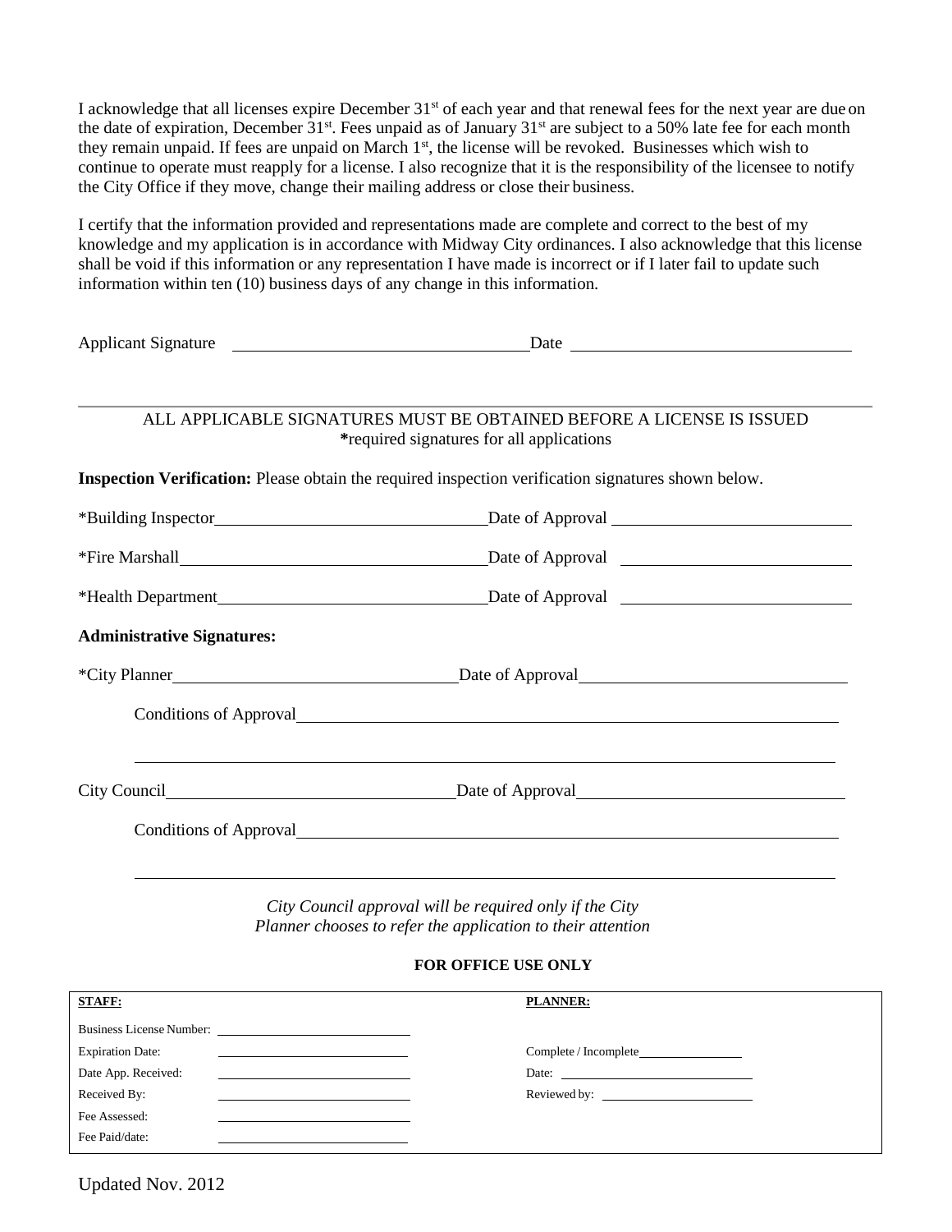I acknowledge that all licenses expire December 31st of each year and that renewal fees for the next year are due on the date of expiration, December 31st. Fees unpaid as of January 31st are subject to a 50% late fee for each month they remain unpaid. If fees are unpaid on March 1st, the license will be revoked. Businesses which wish to continue to operate must reapply for a license. I also recognize that it is the responsibility of the licensee to notify the City Office if they move, change their mailing address or close their business.

I certify that the information provided and representations made are complete and correct to the best of my knowledge and my application is in accordance with Midway City ordinances. I also acknowledge that this license shall be void if this information or any representation I have made is incorrect or if I later fail to update such information within ten (10) business days of any change in this information.

Applicant Signature \_\_\_\_\_\_\_\_\_\_\_\_\_\_\_\_\_\_\_\_\_\_\_\_\_\_\_\_\_\_ Date \_\_\_\_\_\_\_\_\_\_\_\_\_\_\_\_\_\_\_\_\_\_\_\_\_\_\_\_\_\_

---

ALL APPLICABLE SIGNATURES MUST BE OBTAINED BEFORE A LICENSE IS ISSUED
**\***required signatures for all applications

**Inspection Verification:** Please obtain the required inspection verification signatures shown below.

\*Building Inspector \_\_\_\_\_\_\_\_\_\_\_\_\_\_\_\_\_\_\_\_\_\_\_\_\_\_\_\_ Date of Approval \_\_\_\_\_\_\_\_\_\_\_\_\_\_\_\_\_\_\_\_\_\_\_\_

\*Fire Marshall \_\_\_\_\_\_\_\_\_\_\_\_\_\_\_\_\_\_\_\_\_\_\_\_\_\_\_\_ Date of Approval \_\_\_\_\_\_\_\_\_\_\_\_\_\_\_\_\_\_\_\_\_\_\_\_

\*Health Department \_\_\_\_\_\_\_\_\_\_\_\_\_\_\_\_\_\_\_\_\_\_\_\_\_\_\_\_ Date of Approval \_\_\_\_\_\_\_\_\_\_\_\_\_\_\_\_\_\_\_\_\_\_\_\_

**Administrative Signatures:**

\*City Planner \_\_\_\_\_\_\_\_\_\_\_\_\_\_\_\_\_\_\_\_\_\_\_\_\_\_\_\_ Date of Approval \_\_\_\_\_\_\_\_\_\_\_\_\_\_\_\_\_\_\_\_\_\_\_\_

Conditions of Approval \_\_\_\_\_\_\_\_\_\_\_\_\_\_\_\_\_\_\_\_\_\_\_\_\_\_\_\_\_\_\_\_\_\_\_\_\_\_\_\_\_\_\_\_\_\_\_\_\_\_\_\_

\_\_\_\_\_\_\_\_\_\_\_\_\_\_\_\_\_\_\_\_\_\_\_\_\_\_\_\_\_\_\_\_\_\_\_\_\_\_\_\_\_\_\_\_\_\_\_\_\_\_\_\_\_\_\_\_\_\_\_\_\_\_\_\_\_\_\_\_\_\_\_\_

City Council \_\_\_\_\_\_\_\_\_\_\_\_\_\_\_\_\_\_\_\_\_\_\_\_\_\_\_\_ Date of Approval \_\_\_\_\_\_\_\_\_\_\_\_\_\_\_\_\_\_\_\_\_\_\_\_

Conditions of Approval \_\_\_\_\_\_\_\_\_\_\_\_\_\_\_\_\_\_\_\_\_\_\_\_\_\_\_\_\_\_\_\_\_\_\_\_\_\_\_\_\_\_\_\_\_\_\_\_\_\_\_\_

\_\_\_\_\_\_\_\_\_\_\_\_\_\_\_\_\_\_\_\_\_\_\_\_\_\_\_\_\_\_\_\_\_\_\_\_\_\_\_\_\_\_\_\_\_\_\_\_\_\_\_\_\_\_\_\_\_\_\_\_\_\_\_\_\_\_\_\_\_\_\_\_

*City Council approval will be required only if the City Planner chooses to refer the application to their attention*

**FOR OFFICE USE ONLY**

| **STAFF:** | | **PLANNER:** |
|---|---|---|
| Business License Number: | | |
| Expiration Date: | | Complete / Incomplete \_\_\_\_\_\_\_\_\_\_ |
| Date App. Received: | | Date: \_\_\_\_\_\_\_\_\_\_ |
| Received By: | | Reviewed by: \_\_\_\_\_\_\_\_\_\_ |
| Fee Assessed: | | |
| Fee Paid/date: | | |

Updated Nov. 2012